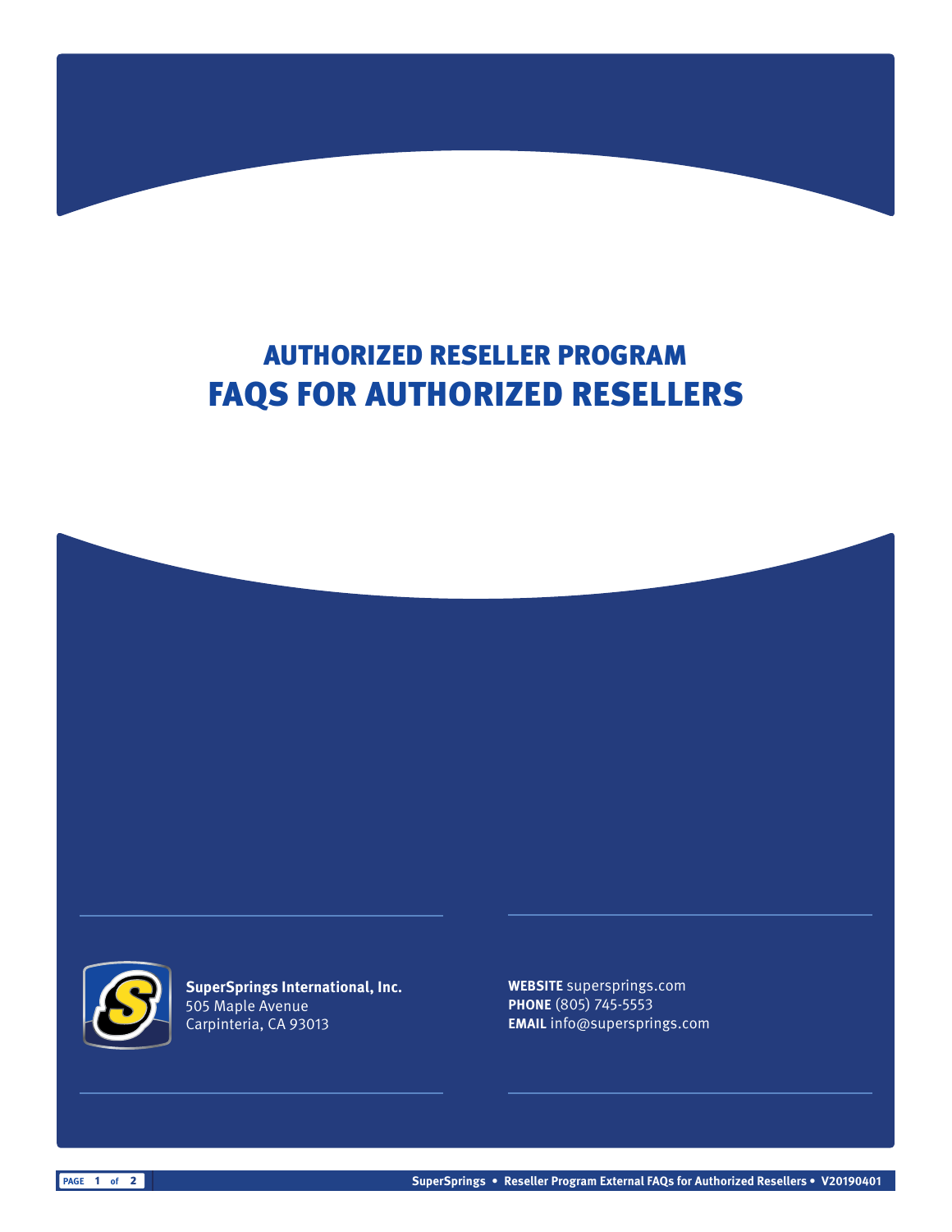# AUTHORIZED RESELLER PROGRAM
# FAQS FOR AUTHORIZED RESELLERS

**SuperSprings International, Inc.**
505 Maple Avenue
Carpinteria, CA 93013

**WEBSITE** supersprings.com
**PHONE** (805) 745-5553
**EMAIL** info@supersprings.com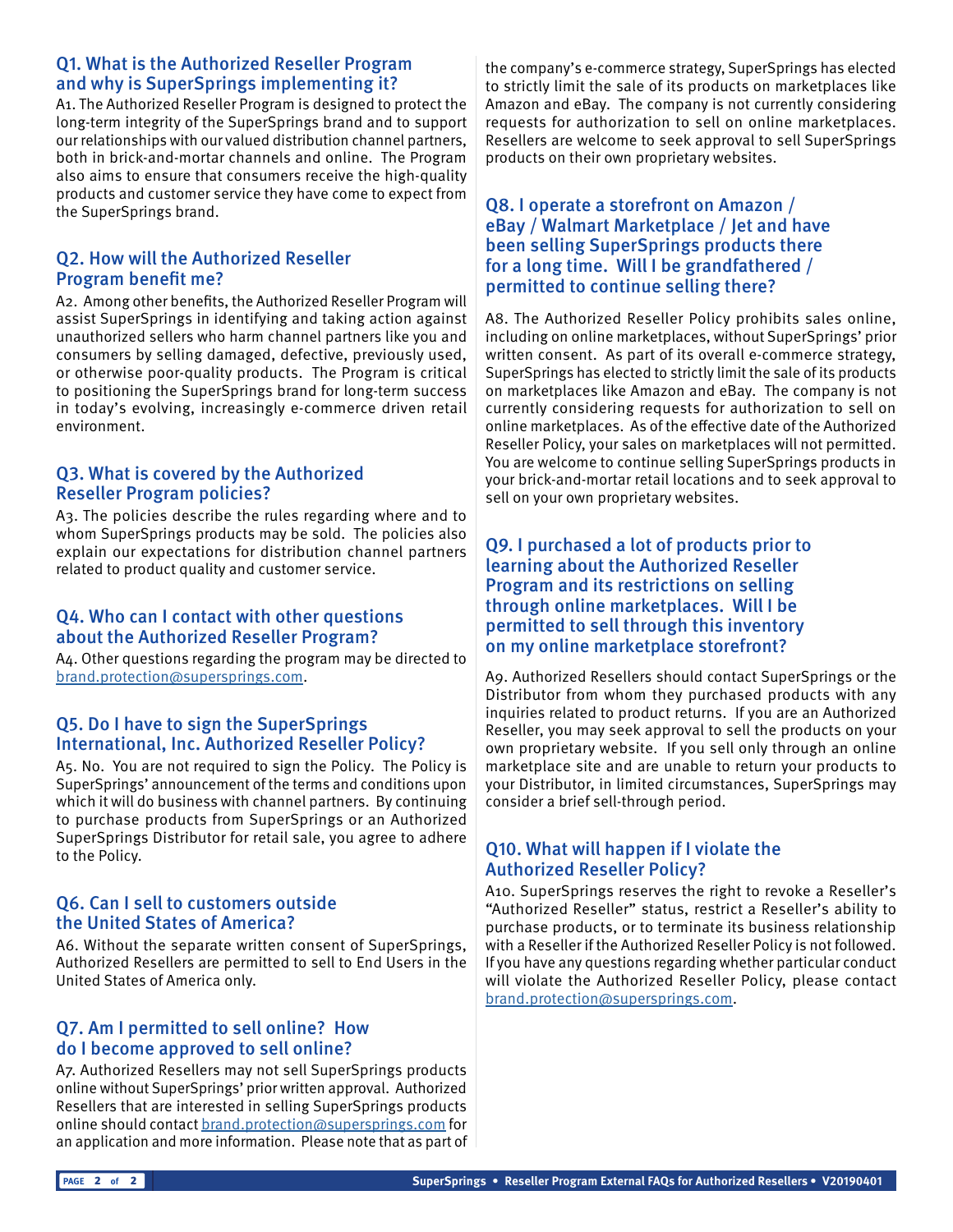### Q1. What is the Authorized Reseller Program and why is SuperSprings implementing it?

A1. The Authorized Reseller Program is designed to protect the long-term integrity of the SuperSprings brand and to support our relationships with our valued distribution channel partners, both in brick-and-mortar channels and online. The Program also aims to ensure that consumers receive the high-quality products and customer service they have come to expect from the SuperSprings brand.

### Q2. How will the Authorized Reseller Program benefit me?

A2. Among other benefits, the Authorized Reseller Program will assist SuperSprings in identifying and taking action against unauthorized sellers who harm channel partners like you and consumers by selling damaged, defective, previously used, or otherwise poor-quality products. The Program is critical to positioning the SuperSprings brand for long-term success in today's evolving, increasingly e-commerce driven retail environment.

### Q3. What is covered by the Authorized Reseller Program policies?

A3. The policies describe the rules regarding where and to whom SuperSprings products may be sold. The policies also explain our expectations for distribution channel partners related to product quality and customer service.

### Q4. Who can I contact with other questions about the Authorized Reseller Program?

A4. Other questions regarding the program may be directed to brand.protection@supersprings.com.

### Q5. Do I have to sign the SuperSprings International, Inc. Authorized Reseller Policy?

A5. No. You are not required to sign the Policy. The Policy is SuperSprings' announcement of the terms and conditions upon which it will do business with channel partners. By continuing to purchase products from SuperSprings or an Authorized SuperSprings Distributor for retail sale, you agree to adhere to the Policy.

### Q6. Can I sell to customers outside the United States of America?

A6. Without the separate written consent of SuperSprings, Authorized Resellers are permitted to sell to End Users in the United States of America only.

### Q7. Am I permitted to sell online? How do I become approved to sell online?

A7. Authorized Resellers may not sell SuperSprings products online without SuperSprings' prior written approval. Authorized Resellers that are interested in selling SuperSprings products online should contact brand.protection@supersprings.com for an application and more information. Please note that as part of the company's e-commerce strategy, SuperSprings has elected to strictly limit the sale of its products on marketplaces like Amazon and eBay. The company is not currently considering requests for authorization to sell on online marketplaces. Resellers are welcome to seek approval to sell SuperSprings products on their own proprietary websites.

### Q8. I operate a storefront on Amazon / eBay / Walmart Marketplace / Jet and have been selling SuperSprings products there for a long time. Will I be grandfathered / permitted to continue selling there?

A8. The Authorized Reseller Policy prohibits sales online, including on online marketplaces, without SuperSprings' prior written consent. As part of its overall e-commerce strategy, SuperSprings has elected to strictly limit the sale of its products on marketplaces like Amazon and eBay. The company is not currently considering requests for authorization to sell on online marketplaces. As of the effective date of the Authorized Reseller Policy, your sales on marketplaces will not permitted. You are welcome to continue selling SuperSprings products in your brick-and-mortar retail locations and to seek approval to sell on your own proprietary websites.

### Q9. I purchased a lot of products prior to learning about the Authorized Reseller Program and its restrictions on selling through online marketplaces. Will I be permitted to sell through this inventory on my online marketplace storefront?

A9. Authorized Resellers should contact SuperSprings or the Distributor from whom they purchased products with any inquiries related to product returns. If you are an Authorized Reseller, you may seek approval to sell the products on your own proprietary website. If you sell only through an online marketplace site and are unable to return your products to your Distributor, in limited circumstances, SuperSprings may consider a brief sell-through period.

### Q10. What will happen if I violate the Authorized Reseller Policy?

A10. SuperSprings reserves the right to revoke a Reseller's "Authorized Reseller" status, restrict a Reseller's ability to purchase products, or to terminate its business relationship with a Reseller if the Authorized Reseller Policy is not followed. If you have any questions regarding whether particular conduct will violate the Authorized Reseller Policy, please contact brand.protection@supersprings.com.